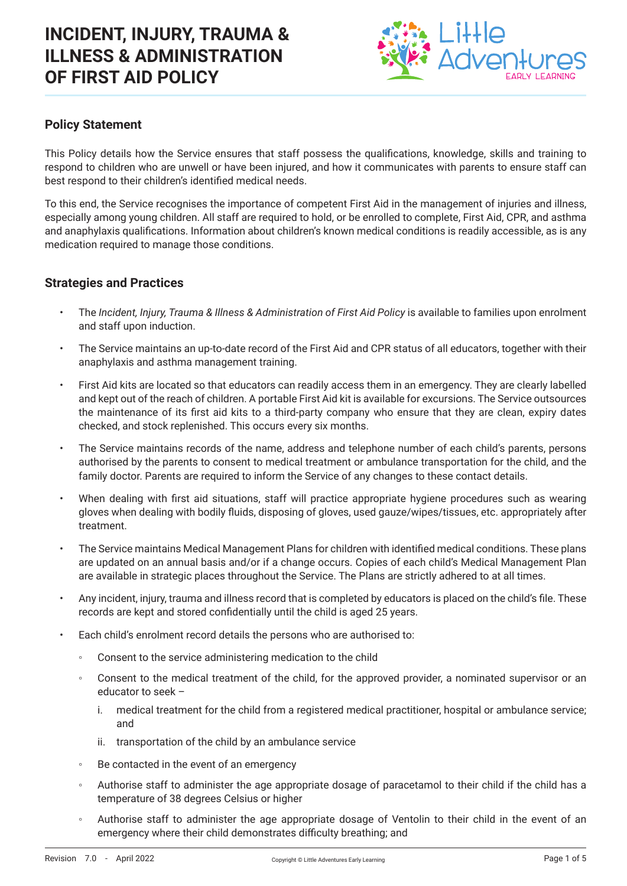# INCIDENT, INJURY, TRAUMA & ILLNESS & ADMINISTRATION OF FIRST AID POLICY

## Policy Statement

This Policy details how the Service ensures that staff possess the qualifications, knowledge, skills and training to respond to children who are unwell or have been injured, and how it communicates with parents to ensure staff can best respond to their children's identified medical needs.

To this end, the Service recognises the importance of competent First Aid in the management of injuries and illness, especially among young children. All staff are required to hold, or be enrolled to complete, First Aid, CPR, and asthma and anaphylaxis qualifications. Information about children's known medical conditions is readily accessible, as is any medication required to manage those conditions.

## Strategies and Practices

- The *Incident, Injury, Trauma & Illness & Administration of First Aid Policy* is available to families upon enrolment and staff upon induction.
- The Service maintains an up-to-date record of the First Aid and CPR status of all educators, together with their anaphylaxis and asthma management training.
- First Aid kits are located so that educators can readily access them in an emergency. They are clearly labelled and kept out of the reach of children. A portable First Aid kit is available for excursions. The Service outsources the maintenance of its first aid kits to a third-party company who ensure that they are clean, expiry dates checked, and stock replenished. This occurs every six months.
- The Service maintains records of the name, address and telephone number of each child's parents, persons authorised by the parents to consent to medical treatment or ambulance transportation for the child, and the family doctor. Parents are required to inform the Service of any changes to these contact details.
- When dealing with first aid situations, staff will practice appropriate hygiene procedures such as wearing gloves when dealing with bodily fluids, disposing of gloves, used gauze/wipes/tissues, etc. appropriately after treatment.
- The Service maintains Medical Management Plans for children with identified medical conditions. These plans are updated on an annual basis and/or if a change occurs. Copies of each child's Medical Management Plan are available in strategic places throughout the Service. The Plans are strictly adhered to at all times.
- Any incident, injury, trauma and illness record that is completed by educators is placed on the child's file. These records are kept and stored confidentially until the child is aged 25 years.
- Each child's enrolment record details the persons who are authorised to:
  - Consent to the service administering medication to the child
  - Consent to the medical treatment of the child, for the approved provider, a nominated supervisor or an educator to seek –
    1. medical treatment for the child from a registered medical practitioner, hospital or ambulance service; and
    2. transportation of the child by an ambulance service
  - Be contacted in the event of an emergency
  - Authorise staff to administer the age appropriate dosage of paracetamol to their child if the child has a temperature of 38 degrees Celsius or higher
  - Authorise staff to administer the age appropriate dosage of Ventolin to their child in the event of an emergency where their child demonstrates difficulty breathing; and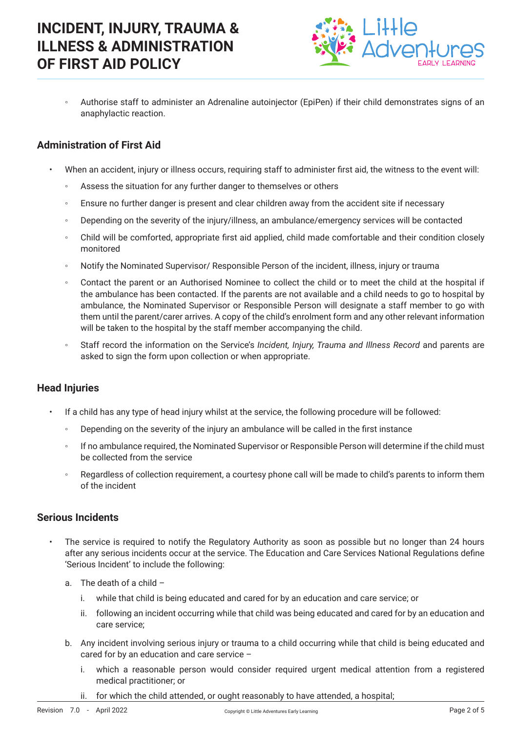- Authorise staff to administer an Adrenaline autoinjector (EpiPen) if their child demonstrates signs of an anaphylactic reaction.

### Administration of First Aid

- When an accident, injury or illness occurs, requiring staff to administer first aid, the witness to the event will:
  - Assess the situation for any further danger to themselves or others
  - Ensure no further danger is present and clear children away from the accident site if necessary
  - Depending on the severity of the injury/illness, an ambulance/emergency services will be contacted
  - Child will be comforted, appropriate first aid applied, child made comfortable and their condition closely monitored
  - Notify the Nominated Supervisor/ Responsible Person of the incident, illness, injury or trauma
  - Contact the parent or an Authorised Nominee to collect the child or to meet the child at the hospital if the ambulance has been contacted. If the parents are not available and a child needs to go to hospital by ambulance, the Nominated Supervisor or Responsible Person will designate a staff member to go with them until the parent/carer arrives. A copy of the child's enrolment form and any other relevant information will be taken to the hospital by the staff member accompanying the child.
  - Staff record the information on the Service's *Incident, Injury, Trauma and Illness Record* and parents are asked to sign the form upon collection or when appropriate.

### Head Injuries

- If a child has any type of head injury whilst at the service, the following procedure will be followed:
  - Depending on the severity of the injury an ambulance will be called in the first instance
  - If no ambulance required, the Nominated Supervisor or Responsible Person will determine if the child must be collected from the service
  - Regardless of collection requirement, a courtesy phone call will be made to child's parents to inform them of the incident

### Serious Incidents

- The service is required to notify the Regulatory Authority as soon as possible but no longer than 24 hours after any serious incidents occur at the service. The Education and Care Services National Regulations define 'Serious Incident' to include the following:

  a. The death of a child –
     i. while that child is being educated and cared for by an education and care service; or
     ii. following an incident occurring while that child was being educated and cared for by an education and care service;

  b. Any incident involving serious injury or trauma to a child occurring while that child is being educated and cared for by an education and care service –
     i. which a reasonable person would consider required urgent medical attention from a registered medical practitioner; or
     ii. for which the child attended, or ought reasonably to have attended, a hospital;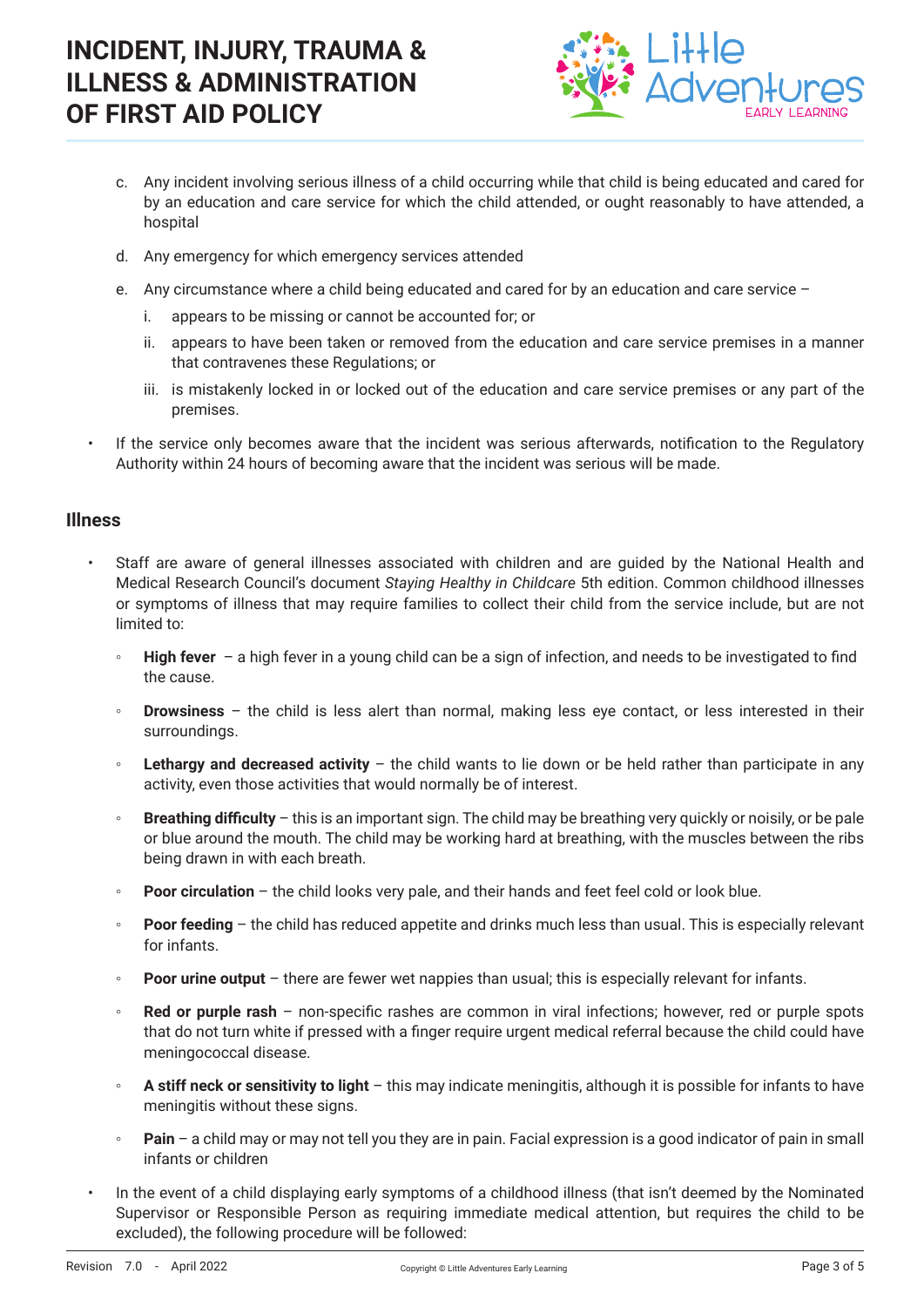c. Any incident involving serious illness of a child occurring while that child is being educated and cared for by an education and care service for which the child attended, or ought reasonably to have attended, a hospital

d. Any emergency for which emergency services attended

e. Any circumstance where a child being educated and cared for by an education and care service –

   i. appears to be missing or cannot be accounted for; or

   ii. appears to have been taken or removed from the education and care service premises in a manner that contravenes these Regulations; or

   iii. is mistakenly locked in or locked out of the education and care service premises or any part of the premises.

- If the service only becomes aware that the incident was serious afterwards, notification to the Regulatory Authority within 24 hours of becoming aware that the incident was serious will be made.

## Illness

- Staff are aware of general illnesses associated with children and are guided by the National Health and Medical Research Council's document *Staying Healthy in Childcare* 5th edition. Common childhood illnesses or symptoms of illness that may require families to collect their child from the service include, but are not limited to:
  - **High fever** – a high fever in a young child can be a sign of infection, and needs to be investigated to find the cause.
  - **Drowsiness** – the child is less alert than normal, making less eye contact, or less interested in their surroundings.
  - **Lethargy and decreased activity** – the child wants to lie down or be held rather than participate in any activity, even those activities that would normally be of interest.
  - **Breathing difficulty** – this is an important sign. The child may be breathing very quickly or noisily, or be pale or blue around the mouth. The child may be working hard at breathing, with the muscles between the ribs being drawn in with each breath.
  - **Poor circulation** – the child looks very pale, and their hands and feet feel cold or look blue.
  - **Poor feeding** – the child has reduced appetite and drinks much less than usual. This is especially relevant for infants.
  - **Poor urine output** – there are fewer wet nappies than usual; this is especially relevant for infants.
  - **Red or purple rash** – non-specific rashes are common in viral infections; however, red or purple spots that do not turn white if pressed with a finger require urgent medical referral because the child could have meningococcal disease.
  - **A stiff neck or sensitivity to light** – this may indicate meningitis, although it is possible for infants to have meningitis without these signs.
  - **Pain** – a child may or may not tell you they are in pain. Facial expression is a good indicator of pain in small infants or children
- In the event of a child displaying early symptoms of a childhood illness (that isn't deemed by the Nominated Supervisor or Responsible Person as requiring immediate medical attention, but requires the child to be excluded), the following procedure will be followed: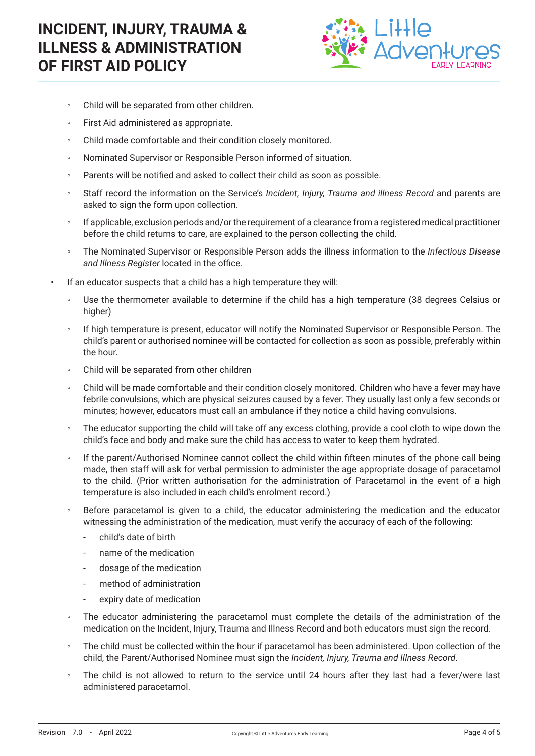- Child will be separated from other children.
    - First Aid administered as appropriate.
    - Child made comfortable and their condition closely monitored.
    - Nominated Supervisor or Responsible Person informed of situation.
    - Parents will be notified and asked to collect their child as soon as possible.
    - Staff record the information on the Service's *Incident, Injury, Trauma and illness Record* and parents are asked to sign the form upon collection.
    - If applicable, exclusion periods and/or the requirement of a clearance from a registered medical practitioner before the child returns to care, are explained to the person collecting the child.
    - The Nominated Supervisor or Responsible Person adds the illness information to the *Infectious Disease and Illness Register* located in the office.

- If an educator suspects that a child has a high temperature they will:
    - Use the thermometer available to determine if the child has a high temperature (38 degrees Celsius or higher)
    - If high temperature is present, educator will notify the Nominated Supervisor or Responsible Person. The child's parent or authorised nominee will be contacted for collection as soon as possible, preferably within the hour.
    - Child will be separated from other children
    - Child will be made comfortable and their condition closely monitored. Children who have a fever may have febrile convulsions, which are physical seizures caused by a fever. They usually last only a few seconds or minutes; however, educators must call an ambulance if they notice a child having convulsions.
    - The educator supporting the child will take off any excess clothing, provide a cool cloth to wipe down the child's face and body and make sure the child has access to water to keep them hydrated.
    - If the parent/Authorised Nominee cannot collect the child within fifteen minutes of the phone call being made, then staff will ask for verbal permission to administer the age appropriate dosage of paracetamol to the child. (Prior written authorisation for the administration of Paracetamol in the event of a high temperature is also included in each child's enrolment record.)
    - Before paracetamol is given to a child, the educator administering the medication and the educator witnessing the administration of the medication, must verify the accuracy of each of the following:
        - child's date of birth
        - name of the medication
        - dosage of the medication
        - method of administration
        - expiry date of medication
    - The educator administering the paracetamol must complete the details of the administration of the medication on the Incident, Injury, Trauma and Illness Record and both educators must sign the record.
    - The child must be collected within the hour if paracetamol has been administered. Upon collection of the child, the Parent/Authorised Nominee must sign the *Incident, Injury, Trauma and Illness Record*.
    - The child is not allowed to return to the service until 24 hours after they last had a fever/were last administered paracetamol.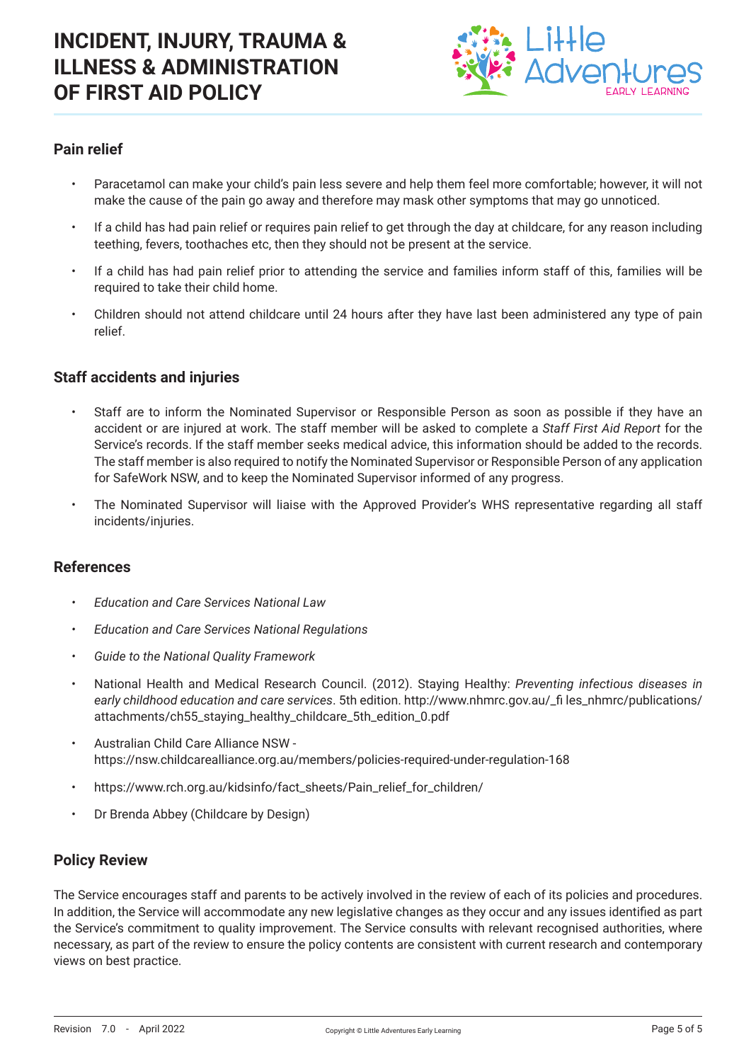## Pain relief

- Paracetamol can make your child's pain less severe and help them feel more comfortable; however, it will not make the cause of the pain go away and therefore may mask other symptoms that may go unnoticed.
- If a child has had pain relief or requires pain relief to get through the day at childcare, for any reason including teething, fevers, toothaches etc, then they should not be present at the service.
- If a child has had pain relief prior to attending the service and families inform staff of this, families will be required to take their child home.
- Children should not attend childcare until 24 hours after they have last been administered any type of pain relief.

## Staff accidents and injuries

- Staff are to inform the Nominated Supervisor or Responsible Person as soon as possible if they have an accident or are injured at work. The staff member will be asked to complete a *Staff First Aid Report* for the Service's records. If the staff member seeks medical advice, this information should be added to the records. The staff member is also required to notify the Nominated Supervisor or Responsible Person of any application for SafeWork NSW, and to keep the Nominated Supervisor informed of any progress.
- The Nominated Supervisor will liaise with the Approved Provider's WHS representative regarding all staff incidents/injuries.

## References

- *Education and Care Services National Law*
- *Education and Care Services National Regulations*
- *Guide to the National Quality Framework*
- National Health and Medical Research Council. (2012). Staying Healthy: *Preventing infectious diseases in early childhood education and care services*. 5th edition. http://www.nhmrc.gov.au/_fi les_nhmrc/publications/attachments/ch55_staying_healthy_childcare_5th_edition_0.pdf
- Australian Child Care Alliance NSW - https://nsw.childcarealliance.org.au/members/policies-required-under-regulation-168
- https://www.rch.org.au/kidsinfo/fact_sheets/Pain_relief_for_children/
- Dr Brenda Abbey (Childcare by Design)

## Policy Review

The Service encourages staff and parents to be actively involved in the review of each of its policies and procedures. In addition, the Service will accommodate any new legislative changes as they occur and any issues identified as part the Service's commitment to quality improvement. The Service consults with relevant recognised authorities, where necessary, as part of the review to ensure the policy contents are consistent with current research and contemporary views on best practice.